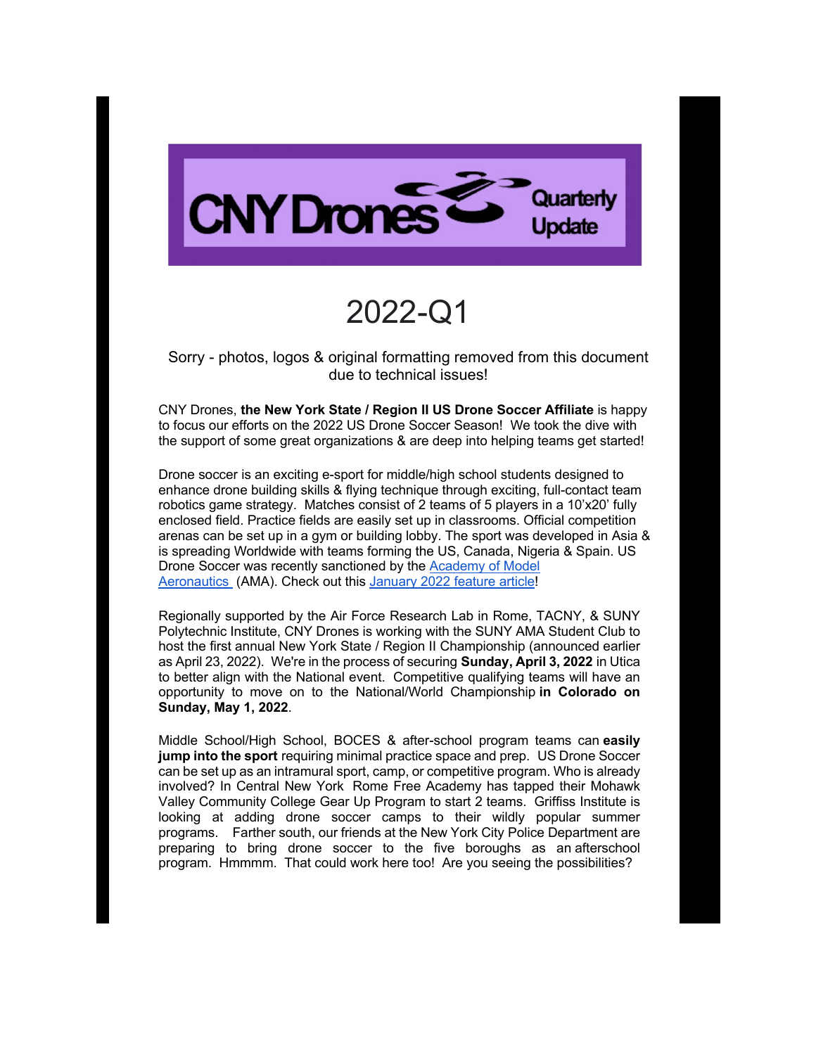# CNY Drones Quarterly Update

## 2022-Q1

Sorry - photos, logos & original formatting removed from this document due to technical issues!

CNY Drones, **the New York State / Region II US Drone Soccer Affiliate** is happy to focus our efforts on the 2022 US Drone Soccer Season! We took the dive with the support of some great organizations & are deep into helping teams get started!

Drone soccer is an exciting e-sport for middle/high school students designed to enhance drone building skills & flying technique through exciting, full-contact team robotics game strategy. Matches consist of 2 teams of 5 players in a 10'x20' fully enclosed field. Practice fields are easily set up in classrooms. Official competition arenas can be set up in a gym or building lobby. The sport was developed in Asia & is spreading Worldwide with teams forming the US, Canada, Nigeria & Spain. US Drone Soccer was recently sanctioned by the Academy of Model Aeronautics (AMA). Check out this January 2022 feature article!

Regionally supported by the Air Force Research Lab in Rome, TACNY, & SUNY Polytechnic Institute, CNY Drones is working with the SUNY AMA Student Club to host the first annual New York State / Region II Championship (announced earlier as April 23, 2022). We're in the process of securing **Sunday, April 3, 2022** in Utica to better align with the National event. Competitive qualifying teams will have an opportunity to move on to the National/World Championship **in Colorado on Sunday, May 1, 2022**.

Middle School/High School, BOCES & after-school program teams can **easily jump into the sport** requiring minimal practice space and prep. US Drone Soccer can be set up as an intramural sport, camp, or competitive program. Who is already involved? In Central New York Rome Free Academy has tapped their Mohawk Valley Community College Gear Up Program to start 2 teams. Griffiss Institute is looking at adding drone soccer camps to their wildly popular summer programs. Farther south, our friends at the New York City Police Department are preparing to bring drone soccer to the five boroughs as an afterschool program. Hmmmm. That could work here too! Are you seeing the possibilities?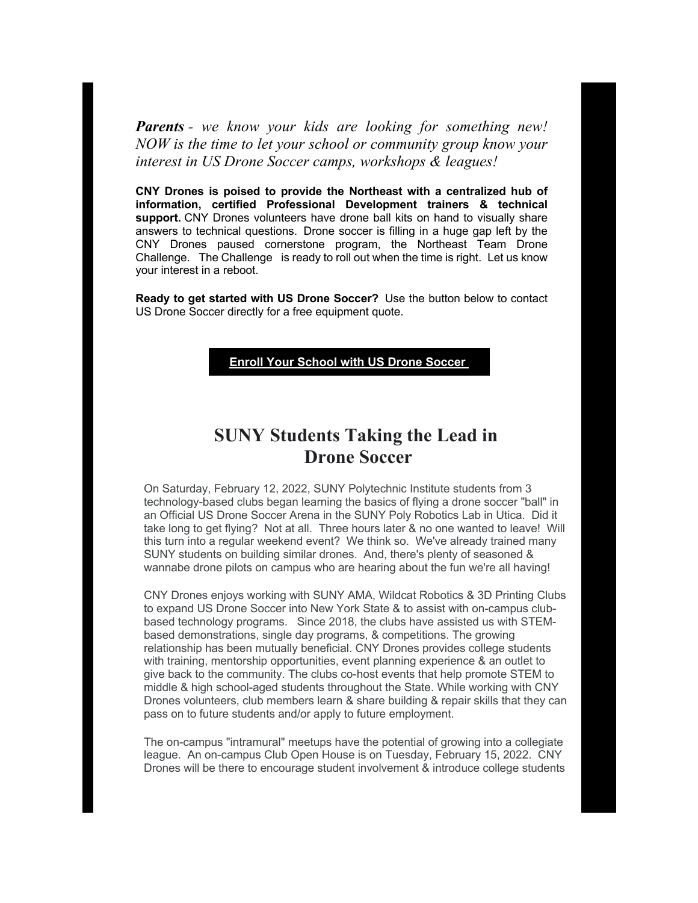***Parents** - we know your kids are looking for something new! NOW is the time to let your school or community group know your interest in US Drone Soccer camps, workshops & leagues!*

**CNY Drones is poised to provide the Northeast with a centralized hub of information, certified Professional Development trainers & technical support.** CNY Drones volunteers have drone ball kits on hand to visually share answers to technical questions. Drone soccer is filling in a huge gap left by the CNY Drones paused cornerstone program, the Northeast Team Drone Challenge. The Challenge is ready to roll out when the time is right. Let us know your interest in a reboot.

**Ready to get started with US Drone Soccer?** Use the button below to contact US Drone Soccer directly for a free equipment quote.

**Enroll Your School with US Drone Soccer**

## SUNY Students Taking the Lead in Drone Soccer

On Saturday, February 12, 2022, SUNY Polytechnic Institute students from 3 technology-based clubs began learning the basics of flying a drone soccer "ball" in an Official US Drone Soccer Arena in the SUNY Poly Robotics Lab in Utica. Did it take long to get flying? Not at all. Three hours later & no one wanted to leave! Will this turn into a regular weekend event? We think so. We've already trained many SUNY students on building similar drones. And, there's plenty of seasoned & wannabe drone pilots on campus who are hearing about the fun we're all having!

CNY Drones enjoys working with SUNY AMA, Wildcat Robotics & 3D Printing Clubs to expand US Drone Soccer into New York State & to assist with on-campus club-based technology programs. Since 2018, the clubs have assisted us with STEM-based demonstrations, single day programs, & competitions. The growing relationship has been mutually beneficial. CNY Drones provides college students with training, mentorship opportunities, event planning experience & an outlet to give back to the community. The clubs co-host events that help promote STEM to middle & high school-aged students throughout the State. While working with CNY Drones volunteers, club members learn & share building & repair skills that they can pass on to future students and/or apply to future employment.

The on-campus "intramural" meetups have the potential of growing into a collegiate league. An on-campus Club Open House is on Tuesday, February 15, 2022. CNY Drones will be there to encourage student involvement & introduce college students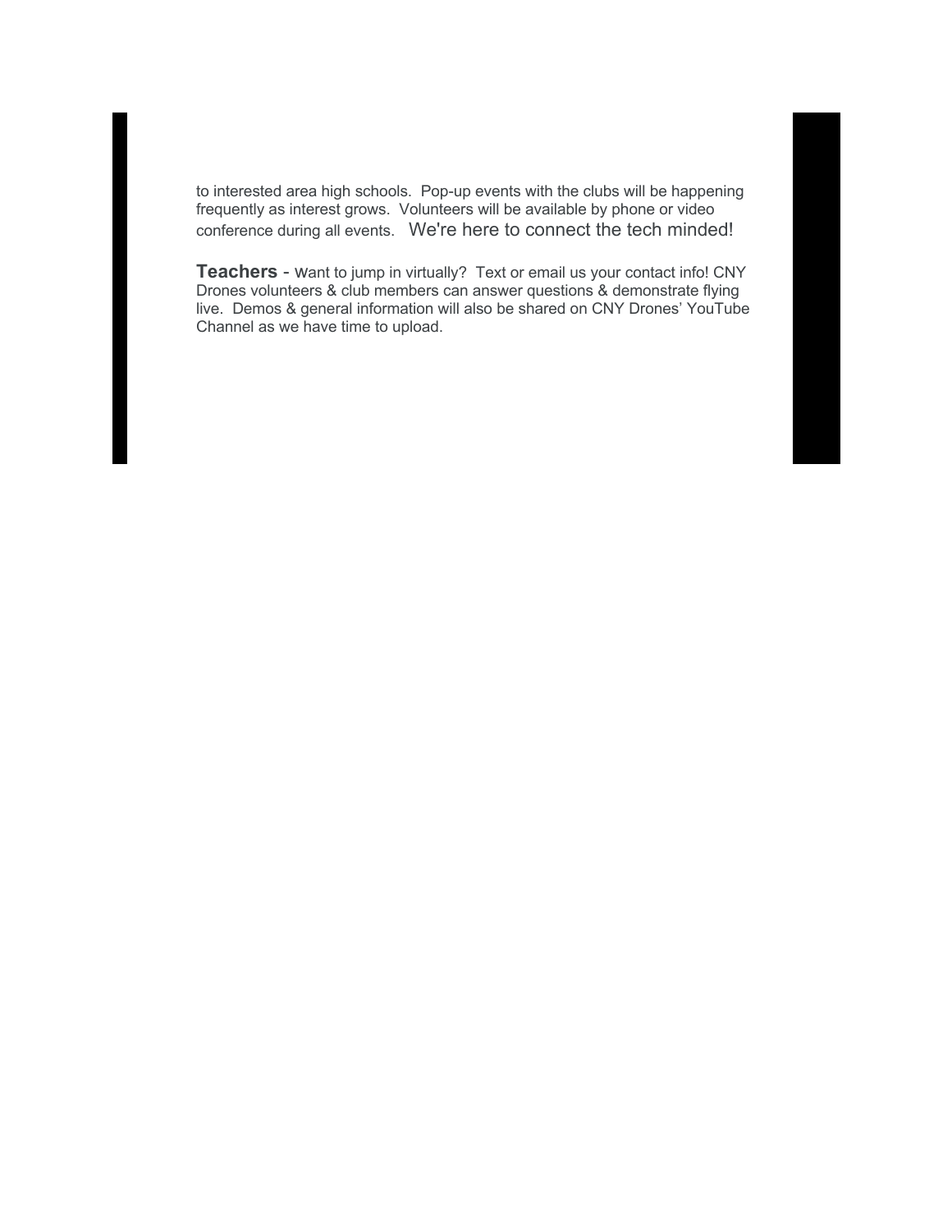to interested area high schools.  Pop-up events with the clubs will be happening frequently as interest grows.  Volunteers will be available by phone or video conference during all events.   We're here to connect the tech minded!

**Teachers** - Want to jump in virtually?  Text or email us your contact info! CNY Drones volunteers & club members can answer questions & demonstrate flying live.  Demos & general information will also be shared on CNY Drones' YouTube Channel as we have time to upload.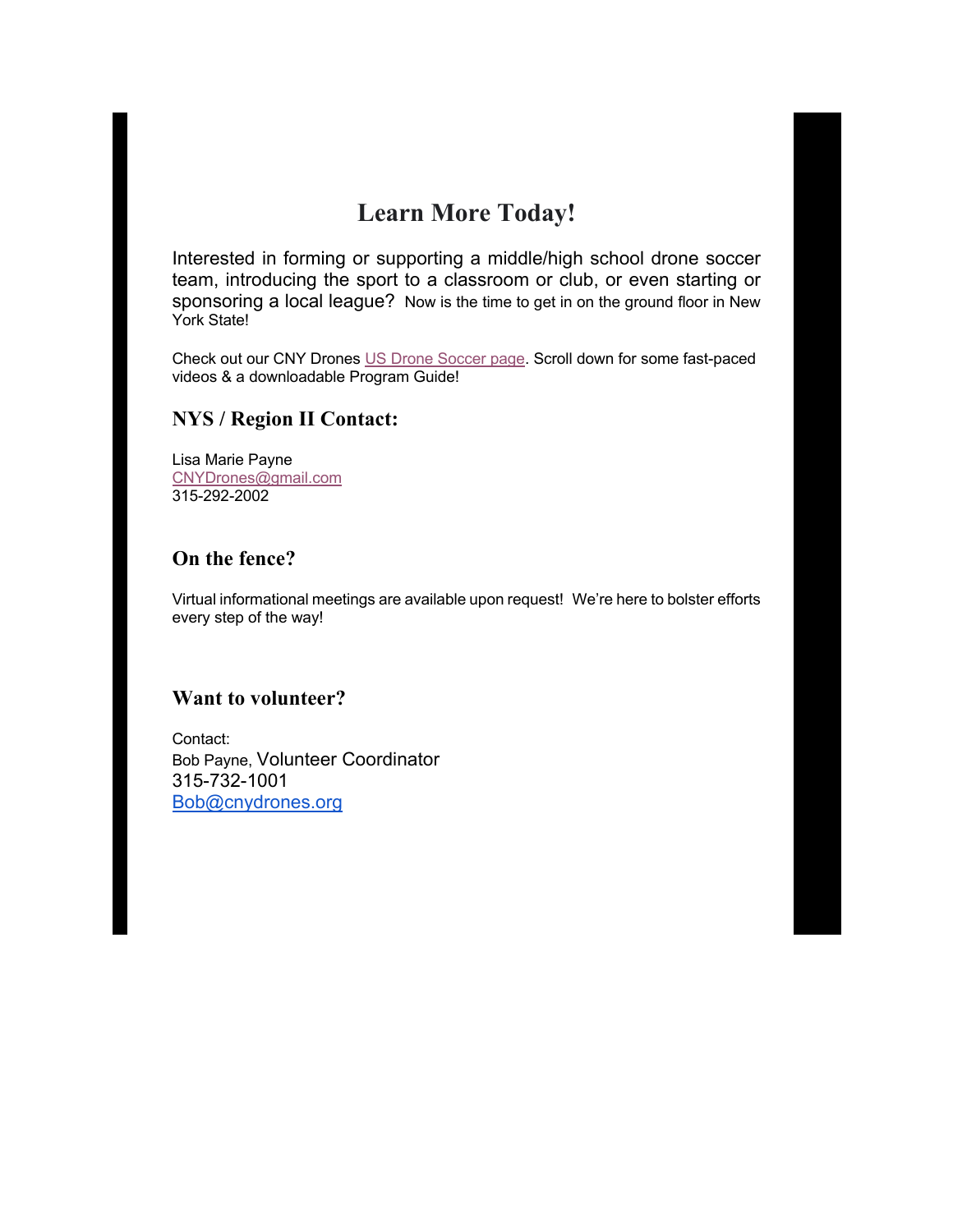# Learn More Today!

Interested in forming or supporting a middle/high school drone soccer team, introducing the sport to a classroom or club, or even starting or sponsoring a local league? Now is the time to get in on the ground floor in New York State!

Check out our CNY Drones [US Drone Soccer page](). Scroll down for some fast-paced videos & a downloadable Program Guide!

## NYS / Region II Contact:

Lisa Marie Payne
CNYDrones@gmail.com
315-292-2002

## On the fence?

Virtual informational meetings are available upon request! We're here to bolster efforts every step of the way!

## Want to volunteer?

Contact:
Bob Payne, Volunteer Coordinator
315-732-1001
Bob@cnydrones.org